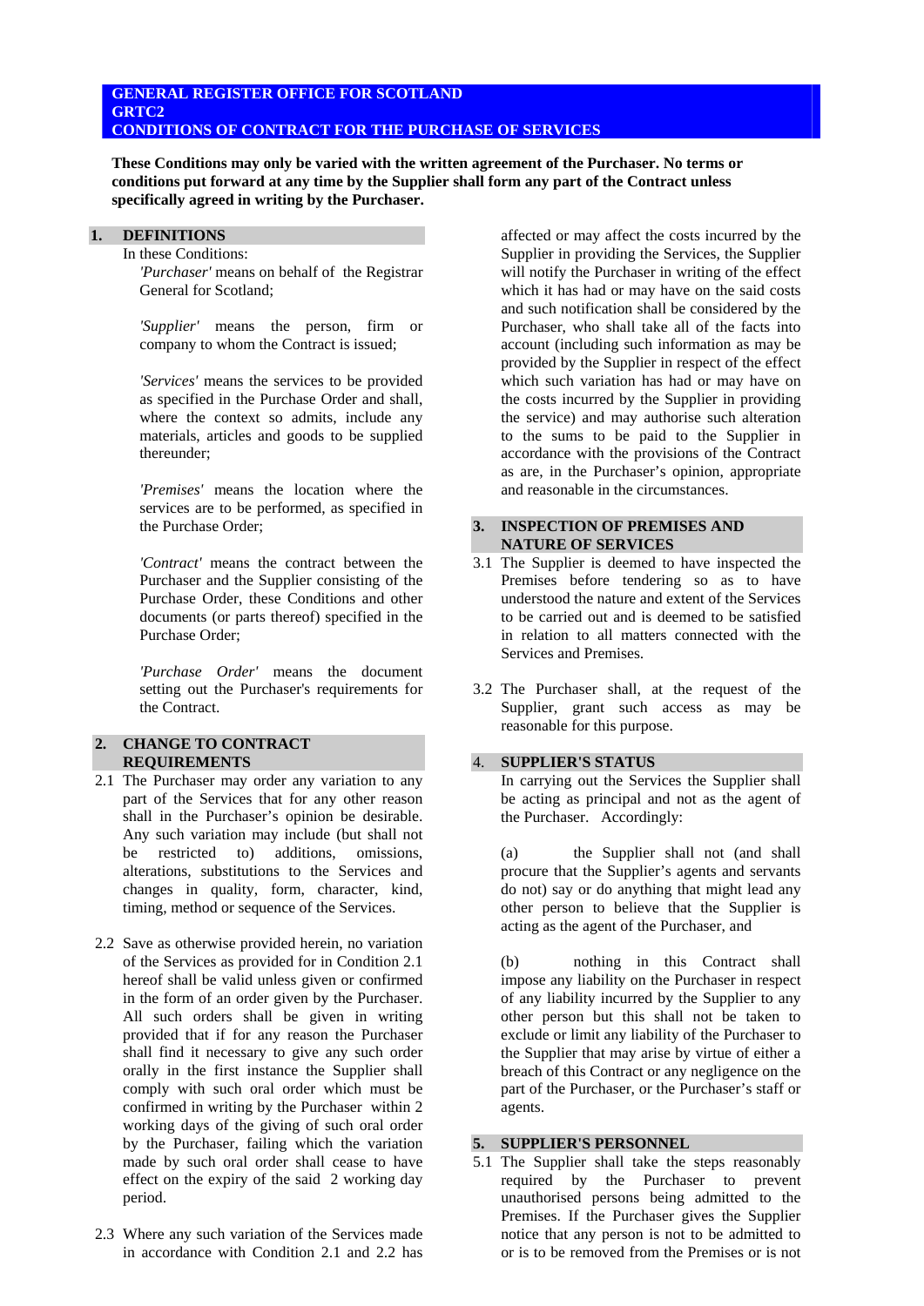**GENERAL REGISTER OFFICE FOR SCOTLAND**
**GRTC2**
**CONDITIONS OF CONTRACT FOR THE PURCHASE OF SERVICES**

**These Conditions may only be varied with the written agreement of the Purchaser. No terms or conditions put forward at any time by the Supplier shall form any part of the Contract unless specifically agreed in writing by the Purchaser.**

## 1. DEFINITIONS

In these Conditions:

*'Purchaser'* means on behalf of the Registrar General for Scotland;

*'Supplier'* means the person, firm or company to whom the Contract is issued;

*'Services'* means the services to be provided as specified in the Purchase Order and shall, where the context so admits, include any materials, articles and goods to be supplied thereunder;

*'Premises'* means the location where the services are to be performed, as specified in the Purchase Order;

*'Contract'* means the contract between the Purchaser and the Supplier consisting of the Purchase Order, these Conditions and other documents (or parts thereof) specified in the Purchase Order;

*'Purchase Order'* means the document setting out the Purchaser's requirements for the Contract.

## 2. CHANGE TO CONTRACT REQUIREMENTS

2.1 The Purchaser may order any variation to any part of the Services that for any other reason shall in the Purchaser's opinion be desirable. Any such variation may include (but shall not be restricted to) additions, omissions, alterations, substitutions to the Services and changes in quality, form, character, kind, timing, method or sequence of the Services.

2.2 Save as otherwise provided herein, no variation of the Services as provided for in Condition 2.1 hereof shall be valid unless given or confirmed in the form of an order given by the Purchaser. All such orders shall be given in writing provided that if for any reason the Purchaser shall find it necessary to give any such order orally in the first instance the Supplier shall comply with such oral order which must be confirmed in writing by the Purchaser within 2 working days of the giving of such oral order by the Purchaser, failing which the variation made by such oral order shall cease to have effect on the expiry of the said 2 working day period.

2.3 Where any such variation of the Services made in accordance with Condition 2.1 and 2.2 has affected or may affect the costs incurred by the Supplier in providing the Services, the Supplier will notify the Purchaser in writing of the effect which it has had or may have on the said costs and such notification shall be considered by the Purchaser, who shall take all of the facts into account (including such information as may be provided by the Supplier in respect of the effect which such variation has had or may have on the costs incurred by the Supplier in providing the service) and may authorise such alteration to the sums to be paid to the Supplier in accordance with the provisions of the Contract as are, in the Purchaser's opinion, appropriate and reasonable in the circumstances.

## 3. INSPECTION OF PREMISES AND NATURE OF SERVICES

3.1 The Supplier is deemed to have inspected the Premises before tendering so as to have understood the nature and extent of the Services to be carried out and is deemed to be satisfied in relation to all matters connected with the Services and Premises.

3.2 The Purchaser shall, at the request of the Supplier, grant such access as may be reasonable for this purpose.

## 4. SUPPLIER'S STATUS

In carrying out the Services the Supplier shall be acting as principal and not as the agent of the Purchaser. Accordingly:

(a) the Supplier shall not (and shall procure that the Supplier's agents and servants do not) say or do anything that might lead any other person to believe that the Supplier is acting as the agent of the Purchaser, and

(b) nothing in this Contract shall impose any liability on the Purchaser in respect of any liability incurred by the Supplier to any other person but this shall not be taken to exclude or limit any liability of the Purchaser to the Supplier that may arise by virtue of either a breach of this Contract or any negligence on the part of the Purchaser, or the Purchaser's staff or agents.

## 5. SUPPLIER'S PERSONNEL

5.1 The Supplier shall take the steps reasonably required by the Purchaser to prevent unauthorised persons being admitted to the Premises. If the Purchaser gives the Supplier notice that any person is not to be admitted to or is to be removed from the Premises or is not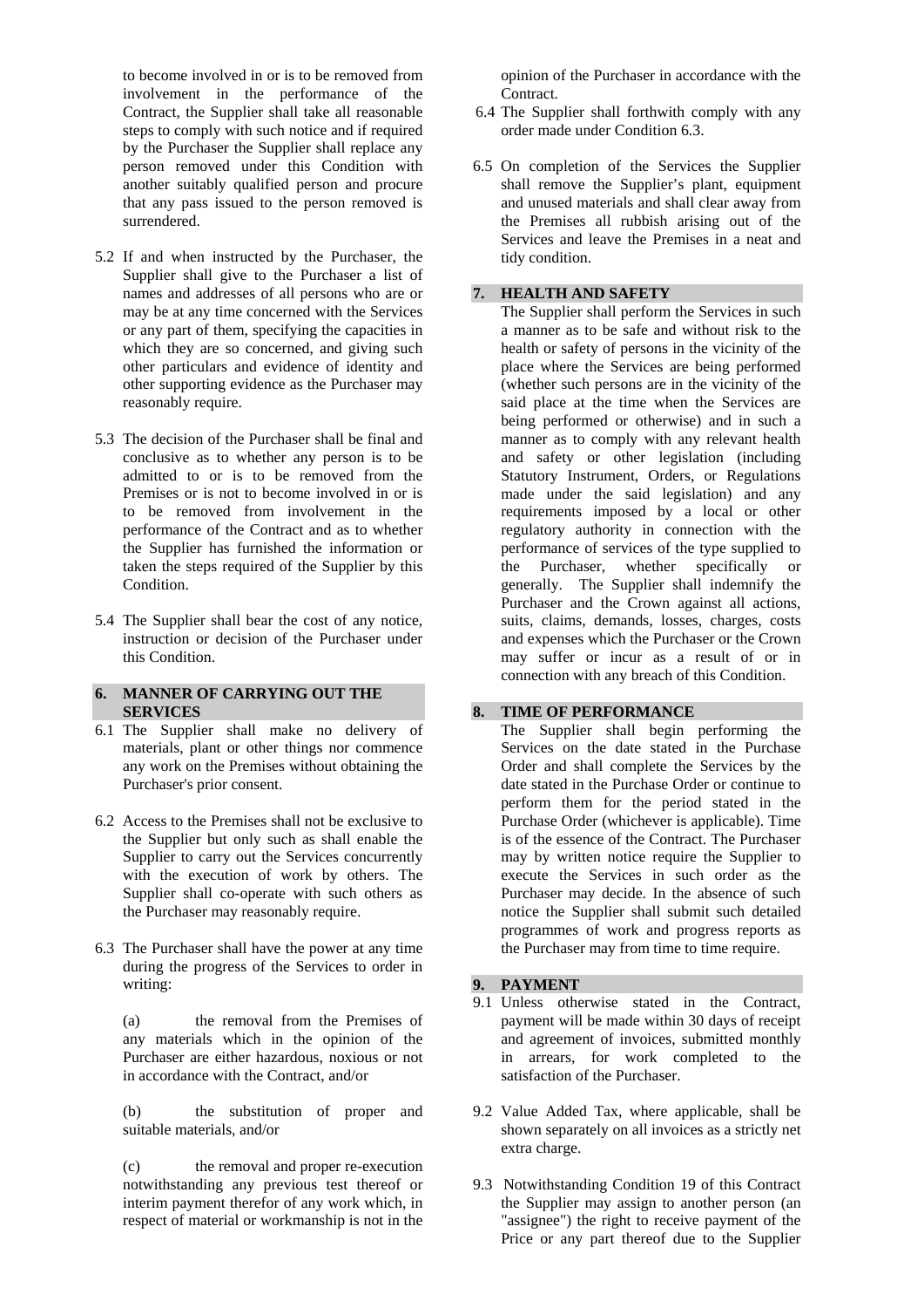to become involved in or is to be removed from involvement in the performance of the Contract, the Supplier shall take all reasonable steps to comply with such notice and if required by the Purchaser the Supplier shall replace any person removed under this Condition with another suitably qualified person and procure that any pass issued to the person removed is surrendered.

5.2 If and when instructed by the Purchaser, the Supplier shall give to the Purchaser a list of names and addresses of all persons who are or may be at any time concerned with the Services or any part of them, specifying the capacities in which they are so concerned, and giving such other particulars and evidence of identity and other supporting evidence as the Purchaser may reasonably require.

5.3 The decision of the Purchaser shall be final and conclusive as to whether any person is to be admitted to or is to be removed from the Premises or is not to become involved in or is to be removed from involvement in the performance of the Contract and as to whether the Supplier has furnished the information or taken the steps required of the Supplier by this Condition.

5.4 The Supplier shall bear the cost of any notice, instruction or decision of the Purchaser under this Condition.

## 6. MANNER OF CARRYING OUT THE SERVICES

6.1 The Supplier shall make no delivery of materials, plant or other things nor commence any work on the Premises without obtaining the Purchaser's prior consent.

6.2 Access to the Premises shall not be exclusive to the Supplier but only such as shall enable the Supplier to carry out the Services concurrently with the execution of work by others. The Supplier shall co-operate with such others as the Purchaser may reasonably require.

6.3 The Purchaser shall have the power at any time during the progress of the Services to order in writing:

(a) the removal from the Premises of any materials which in the opinion of the Purchaser are either hazardous, noxious or not in accordance with the Contract, and/or

(b) the substitution of proper and suitable materials, and/or

(c) the removal and proper re-execution notwithstanding any previous test thereof or interim payment therefor of any work which, in respect of material or workmanship is not in the opinion of the Purchaser in accordance with the Contract.

6.4 The Supplier shall forthwith comply with any order made under Condition 6.3.

6.5 On completion of the Services the Supplier shall remove the Supplier's plant, equipment and unused materials and shall clear away from the Premises all rubbish arising out of the Services and leave the Premises in a neat and tidy condition.

## 7. HEALTH AND SAFETY

The Supplier shall perform the Services in such a manner as to be safe and without risk to the health or safety of persons in the vicinity of the place where the Services are being performed (whether such persons are in the vicinity of the said place at the time when the Services are being performed or otherwise) and in such a manner as to comply with any relevant health and safety or other legislation (including Statutory Instrument, Orders, or Regulations made under the said legislation) and any requirements imposed by a local or other regulatory authority in connection with the performance of services of the type supplied to the Purchaser, whether specifically or generally. The Supplier shall indemnify the Purchaser and the Crown against all actions, suits, claims, demands, losses, charges, costs and expenses which the Purchaser or the Crown may suffer or incur as a result of or in connection with any breach of this Condition.

## 8. TIME OF PERFORMANCE

The Supplier shall begin performing the Services on the date stated in the Purchase Order and shall complete the Services by the date stated in the Purchase Order or continue to perform them for the period stated in the Purchase Order (whichever is applicable). Time is of the essence of the Contract. The Purchaser may by written notice require the Supplier to execute the Services in such order as the Purchaser may decide. In the absence of such notice the Supplier shall submit such detailed programmes of work and progress reports as the Purchaser may from time to time require.

## 9. PAYMENT

9.1 Unless otherwise stated in the Contract, payment will be made within 30 days of receipt and agreement of invoices, submitted monthly in arrears, for work completed to the satisfaction of the Purchaser.

9.2 Value Added Tax, where applicable, shall be shown separately on all invoices as a strictly net extra charge.

9.3 Notwithstanding Condition 19 of this Contract the Supplier may assign to another person (an "assignee") the right to receive payment of the Price or any part thereof due to the Supplier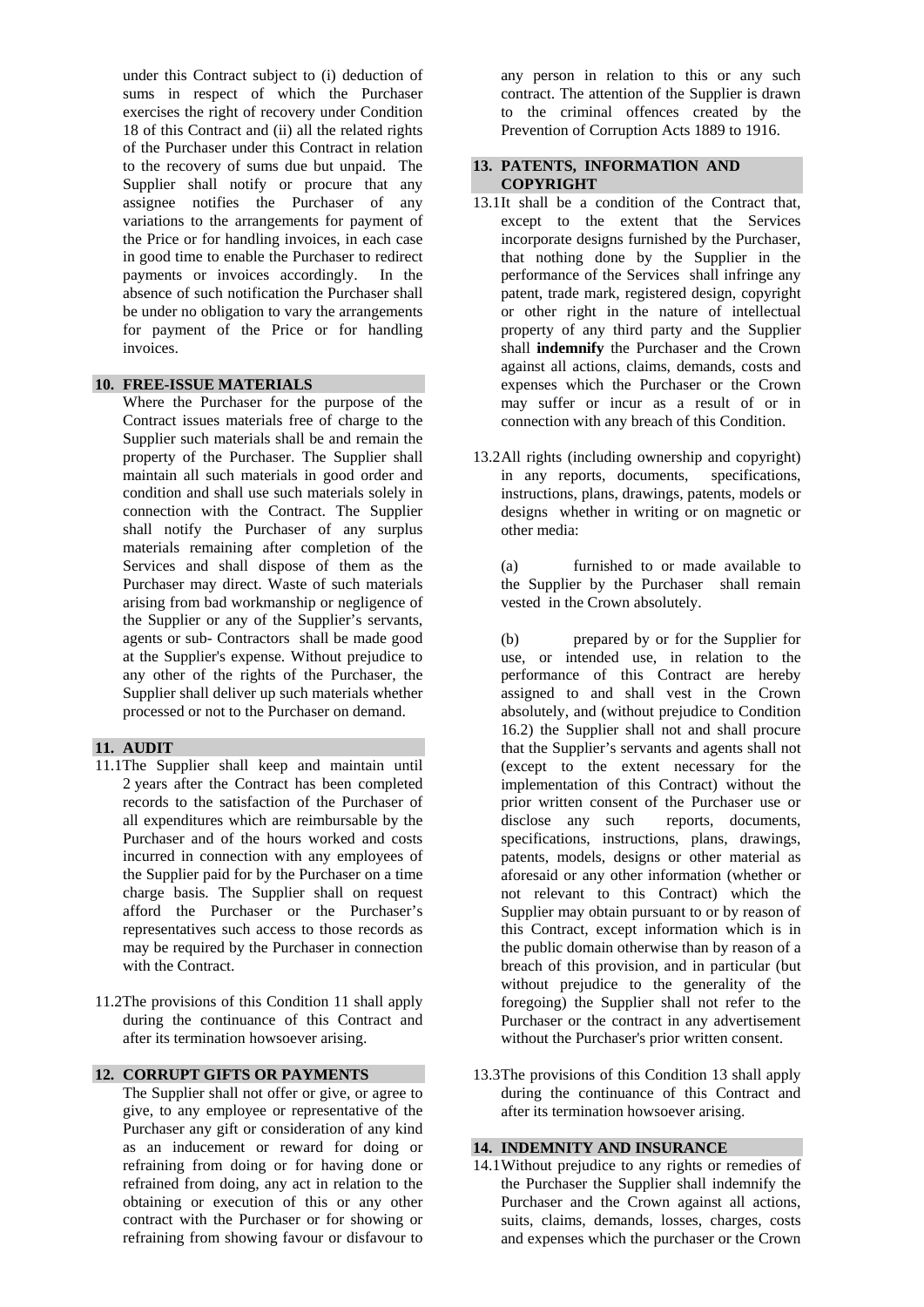under this Contract subject to (i) deduction of sums in respect of which the Purchaser exercises the right of recovery under Condition 18 of this Contract and (ii) all the related rights of the Purchaser under this Contract in relation to the recovery of sums due but unpaid. The Supplier shall notify or procure that any assignee notifies the Purchaser of any variations to the arrangements for payment of the Price or for handling invoices, in each case in good time to enable the Purchaser to redirect payments or invoices accordingly. In the absence of such notification the Purchaser shall be under no obligation to vary the arrangements for payment of the Price or for handling invoices.

## 10. FREE-ISSUE MATERIALS

Where the Purchaser for the purpose of the Contract issues materials free of charge to the Supplier such materials shall be and remain the property of the Purchaser. The Supplier shall maintain all such materials in good order and condition and shall use such materials solely in connection with the Contract. The Supplier shall notify the Purchaser of any surplus materials remaining after completion of the Services and shall dispose of them as the Purchaser may direct. Waste of such materials arising from bad workmanship or negligence of the Supplier or any of the Supplier's servants, agents or sub- Contractors shall be made good at the Supplier's expense. Without prejudice to any other of the rights of the Purchaser, the Supplier shall deliver up such materials whether processed or not to the Purchaser on demand.

## 11. AUDIT

11.1 The Supplier shall keep and maintain until 2 years after the Contract has been completed records to the satisfaction of the Purchaser of all expenditures which are reimbursable by the Purchaser and of the hours worked and costs incurred in connection with any employees of the Supplier paid for by the Purchaser on a time charge basis. The Supplier shall on request afford the Purchaser or the Purchaser's representatives such access to those records as may be required by the Purchaser in connection with the Contract.

11.2 The provisions of this Condition 11 shall apply during the continuance of this Contract and after its termination howsoever arising.

## 12. CORRUPT GIFTS OR PAYMENTS

The Supplier shall not offer or give, or agree to give, to any employee or representative of the Purchaser any gift or consideration of any kind as an inducement or reward for doing or refraining from doing or for having done or refrained from doing, any act in relation to the obtaining or execution of this or any other contract with the Purchaser or for showing or refraining from showing favour or disfavour to any person in relation to this or any such contract. The attention of the Supplier is drawn to the criminal offences created by the Prevention of Corruption Acts 1889 to 1916.

## 13. PATENTS, INFORMATION AND COPYRIGHT

13.1 It shall be a condition of the Contract that, except to the extent that the Services incorporate designs furnished by the Purchaser, that nothing done by the Supplier in the performance of the Services shall infringe any patent, trade mark, registered design, copyright or other right in the nature of intellectual property of any third party and the Supplier shall **indemnify** the Purchaser and the Crown against all actions, claims, demands, costs and expenses which the Purchaser or the Crown may suffer or incur as a result of or in connection with any breach of this Condition.

13.2 All rights (including ownership and copyright) in any reports, documents, specifications, instructions, plans, drawings, patents, models or designs whether in writing or on magnetic or other media:

(a) furnished to or made available to the Supplier by the Purchaser shall remain vested in the Crown absolutely.

(b) prepared by or for the Supplier for use, or intended use, in relation to the performance of this Contract are hereby assigned to and shall vest in the Crown absolutely, and (without prejudice to Condition 16.2) the Supplier shall not and shall procure that the Supplier's servants and agents shall not (except to the extent necessary for the implementation of this Contract) without the prior written consent of the Purchaser use or disclose any such reports, documents, specifications, instructions, plans, drawings, patents, models, designs or other material as aforesaid or any other information (whether or not relevant to this Contract) which the Supplier may obtain pursuant to or by reason of this Contract, except information which is in the public domain otherwise than by reason of a breach of this provision, and in particular (but without prejudice to the generality of the foregoing) the Supplier shall not refer to the Purchaser or the contract in any advertisement without the Purchaser's prior written consent.

13.3 The provisions of this Condition 13 shall apply during the continuance of this Contract and after its termination howsoever arising.

## 14. INDEMNITY AND INSURANCE

14.1 Without prejudice to any rights or remedies of the Purchaser the Supplier shall indemnify the Purchaser and the Crown against all actions, suits, claims, demands, losses, charges, costs and expenses which the purchaser or the Crown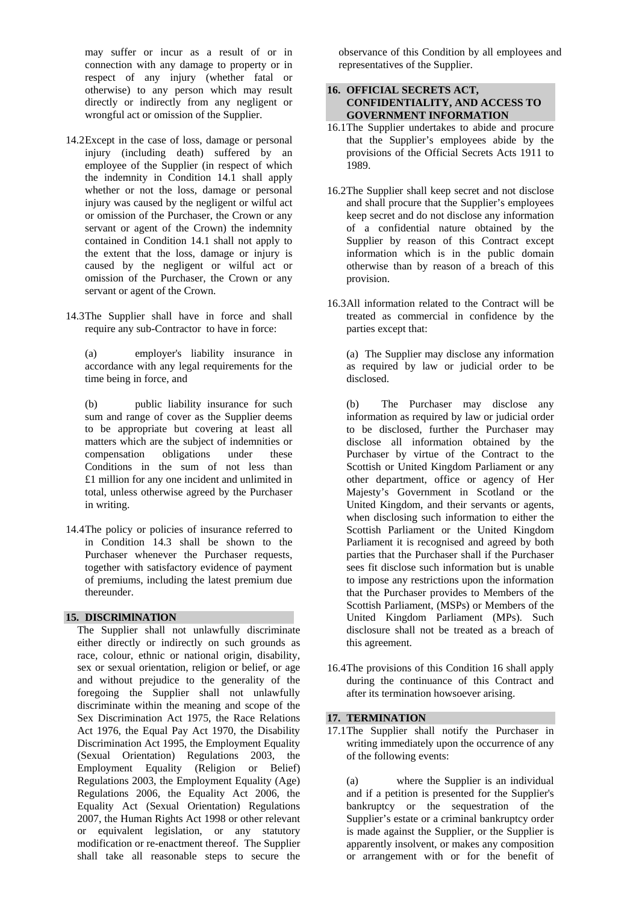may suffer or incur as a result of or in connection with any damage to property or in respect of any injury (whether fatal or otherwise) to any person which may result directly or indirectly from any negligent or wrongful act or omission of the Supplier.

14.2 Except in the case of loss, damage or personal injury (including death) suffered by an employee of the Supplier (in respect of which the indemnity in Condition 14.1 shall apply whether or not the loss, damage or personal injury was caused by the negligent or wilful act or omission of the Purchaser, the Crown or any servant or agent of the Crown) the indemnity contained in Condition 14.1 shall not apply to the extent that the loss, damage or injury is caused by the negligent or wilful act or omission of the Purchaser, the Crown or any servant or agent of the Crown.

14.3 The Supplier shall have in force and shall require any sub-Contractor to have in force:

(a) employer's liability insurance in accordance with any legal requirements for the time being in force, and

(b) public liability insurance for such sum and range of cover as the Supplier deems to be appropriate but covering at least all matters which are the subject of indemnities or compensation obligations under these Conditions in the sum of not less than £1 million for any one incident and unlimited in total, unless otherwise agreed by the Purchaser in writing.

14.4 The policy or policies of insurance referred to in Condition 14.3 shall be shown to the Purchaser whenever the Purchaser requests, together with satisfactory evidence of payment of premiums, including the latest premium due thereunder.

## 15. DISCRIMINATION

The Supplier shall not unlawfully discriminate either directly or indirectly on such grounds as race, colour, ethnic or national origin, disability, sex or sexual orientation, religion or belief, or age and without prejudice to the generality of the foregoing the Supplier shall not unlawfully discriminate within the meaning and scope of the Sex Discrimination Act 1975, the Race Relations Act 1976, the Equal Pay Act 1970, the Disability Discrimination Act 1995, the Employment Equality (Sexual Orientation) Regulations 2003, the Employment Equality (Religion or Belief) Regulations 2003, the Employment Equality (Age) Regulations 2006, the Equality Act 2006, the Equality Act (Sexual Orientation) Regulations 2007, the Human Rights Act 1998 or other relevant or equivalent legislation, or any statutory modification or re-enactment thereof. The Supplier shall take all reasonable steps to secure the observance of this Condition by all employees and representatives of the Supplier.

## 16. OFFICIAL SECRETS ACT, CONFIDENTIALITY, AND ACCESS TO GOVERNMENT INFORMATION

16.1 The Supplier undertakes to abide and procure that the Supplier's employees abide by the provisions of the Official Secrets Acts 1911 to 1989.

16.2 The Supplier shall keep secret and not disclose and shall procure that the Supplier's employees keep secret and do not disclose any information of a confidential nature obtained by the Supplier by reason of this Contract except information which is in the public domain otherwise than by reason of a breach of this provision.

16.3 All information related to the Contract will be treated as commercial in confidence by the parties except that:

(a) The Supplier may disclose any information as required by law or judicial order to be disclosed.

(b) The Purchaser may disclose any information as required by law or judicial order to be disclosed, further the Purchaser may disclose all information obtained by the Purchaser by virtue of the Contract to the Scottish or United Kingdom Parliament or any other department, office or agency of Her Majesty's Government in Scotland or the United Kingdom, and their servants or agents, when disclosing such information to either the Scottish Parliament or the United Kingdom Parliament it is recognised and agreed by both parties that the Purchaser shall if the Purchaser sees fit disclose such information but is unable to impose any restrictions upon the information that the Purchaser provides to Members of the Scottish Parliament, (MSPs) or Members of the United Kingdom Parliament (MPs). Such disclosure shall not be treated as a breach of this agreement.

16.4 The provisions of this Condition 16 shall apply during the continuance of this Contract and after its termination howsoever arising.

## 17. TERMINATION

17.1 The Supplier shall notify the Purchaser in writing immediately upon the occurrence of any of the following events:

(a) where the Supplier is an individual and if a petition is presented for the Supplier's bankruptcy or the sequestration of the Supplier's estate or a criminal bankruptcy order is made against the Supplier, or the Supplier is apparently insolvent, or makes any composition or arrangement with or for the benefit of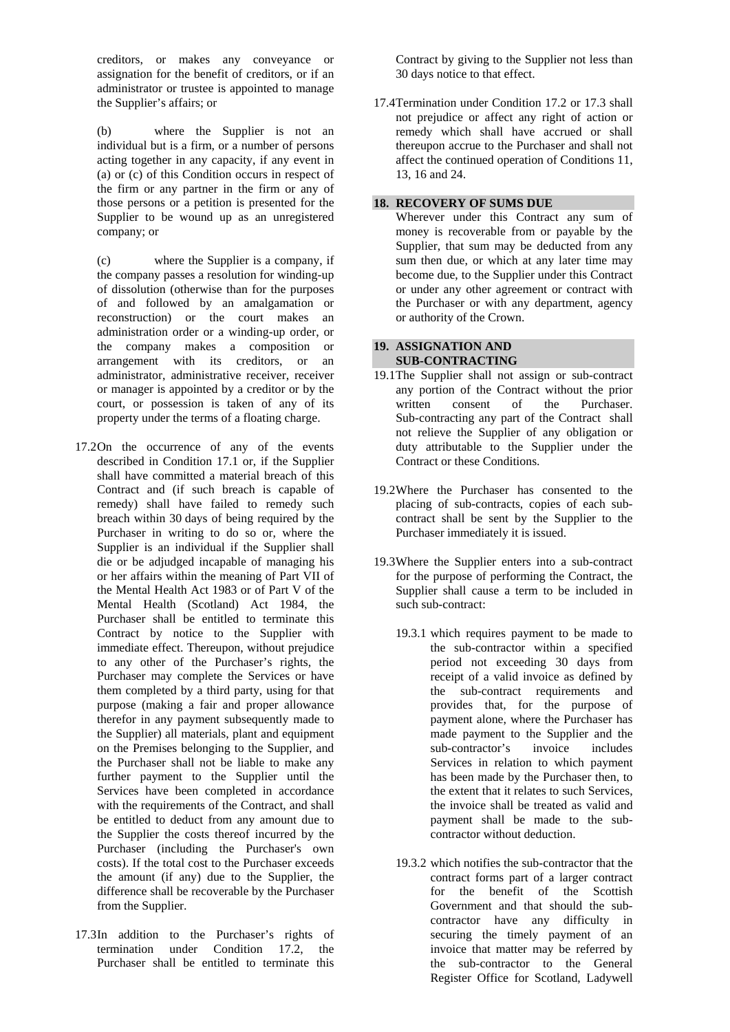creditors, or makes any conveyance or assignation for the benefit of creditors, or if an administrator or trustee is appointed to manage the Supplier's affairs; or

(b) where the Supplier is not an individual but is a firm, or a number of persons acting together in any capacity, if any event in (a) or (c) of this Condition occurs in respect of the firm or any partner in the firm or any of those persons or a petition is presented for the Supplier to be wound up as an unregistered company; or

(c) where the Supplier is a company, if the company passes a resolution for winding-up of dissolution (otherwise than for the purposes of and followed by an amalgamation or reconstruction) or the court makes an administration order or a winding-up order, or the company makes a composition or arrangement with its creditors, or an administrator, administrative receiver, receiver or manager is appointed by a creditor or by the court, or possession is taken of any of its property under the terms of a floating charge.

17.2 On the occurrence of any of the events described in Condition 17.1 or, if the Supplier shall have committed a material breach of this Contract and (if such breach is capable of remedy) shall have failed to remedy such breach within 30 days of being required by the Purchaser in writing to do so or, where the Supplier is an individual if the Supplier shall die or be adjudged incapable of managing his or her affairs within the meaning of Part VII of the Mental Health Act 1983 or of Part V of the Mental Health (Scotland) Act 1984, the Purchaser shall be entitled to terminate this Contract by notice to the Supplier with immediate effect. Thereupon, without prejudice to any other of the Purchaser's rights, the Purchaser may complete the Services or have them completed by a third party, using for that purpose (making a fair and proper allowance therefor in any payment subsequently made to the Supplier) all materials, plant and equipment on the Premises belonging to the Supplier, and the Purchaser shall not be liable to make any further payment to the Supplier until the Services have been completed in accordance with the requirements of the Contract, and shall be entitled to deduct from any amount due to the Supplier the costs thereof incurred by the Purchaser (including the Purchaser's own costs). If the total cost to the Purchaser exceeds the amount (if any) due to the Supplier, the difference shall be recoverable by the Purchaser from the Supplier.

17.3 In addition to the Purchaser's rights of termination under Condition 17.2, the Purchaser shall be entitled to terminate this Contract by giving to the Supplier not less than 30 days notice to that effect.

17.4 Termination under Condition 17.2 or 17.3 shall not prejudice or affect any right of action or remedy which shall have accrued or shall thereupon accrue to the Purchaser and shall not affect the continued operation of Conditions 11, 13, 16 and 24.

## 18. RECOVERY OF SUMS DUE

Wherever under this Contract any sum of money is recoverable from or payable by the Supplier, that sum may be deducted from any sum then due, or which at any later time may become due, to the Supplier under this Contract or under any other agreement or contract with the Purchaser or with any department, agency or authority of the Crown.

## 19. ASSIGNATION AND SUB-CONTRACTING

19.1 The Supplier shall not assign or sub-contract any portion of the Contract without the prior written consent of the Purchaser. Sub-contracting any part of the Contract shall not relieve the Supplier of any obligation or duty attributable to the Supplier under the Contract or these Conditions.

19.2 Where the Purchaser has consented to the placing of sub-contracts, copies of each sub-contract shall be sent by the Supplier to the Purchaser immediately it is issued.

19.3 Where the Supplier enters into a sub-contract for the purpose of performing the Contract, the Supplier shall cause a term to be included in such sub-contract:

19.3.1 which requires payment to be made to the sub-contractor within a specified period not exceeding 30 days from receipt of a valid invoice as defined by the sub-contract requirements and provides that, for the purpose of payment alone, where the Purchaser has made payment to the Supplier and the sub-contractor's invoice includes Services in relation to which payment has been made by the Purchaser then, to the extent that it relates to such Services, the invoice shall be treated as valid and payment shall be made to the sub-contractor without deduction.

19.3.2 which notifies the sub-contractor that the contract forms part of a larger contract for the benefit of the Scottish Government and that should the sub-contractor have any difficulty in securing the timely payment of an invoice that matter may be referred by the sub-contractor to the General Register Office for Scotland, Ladywell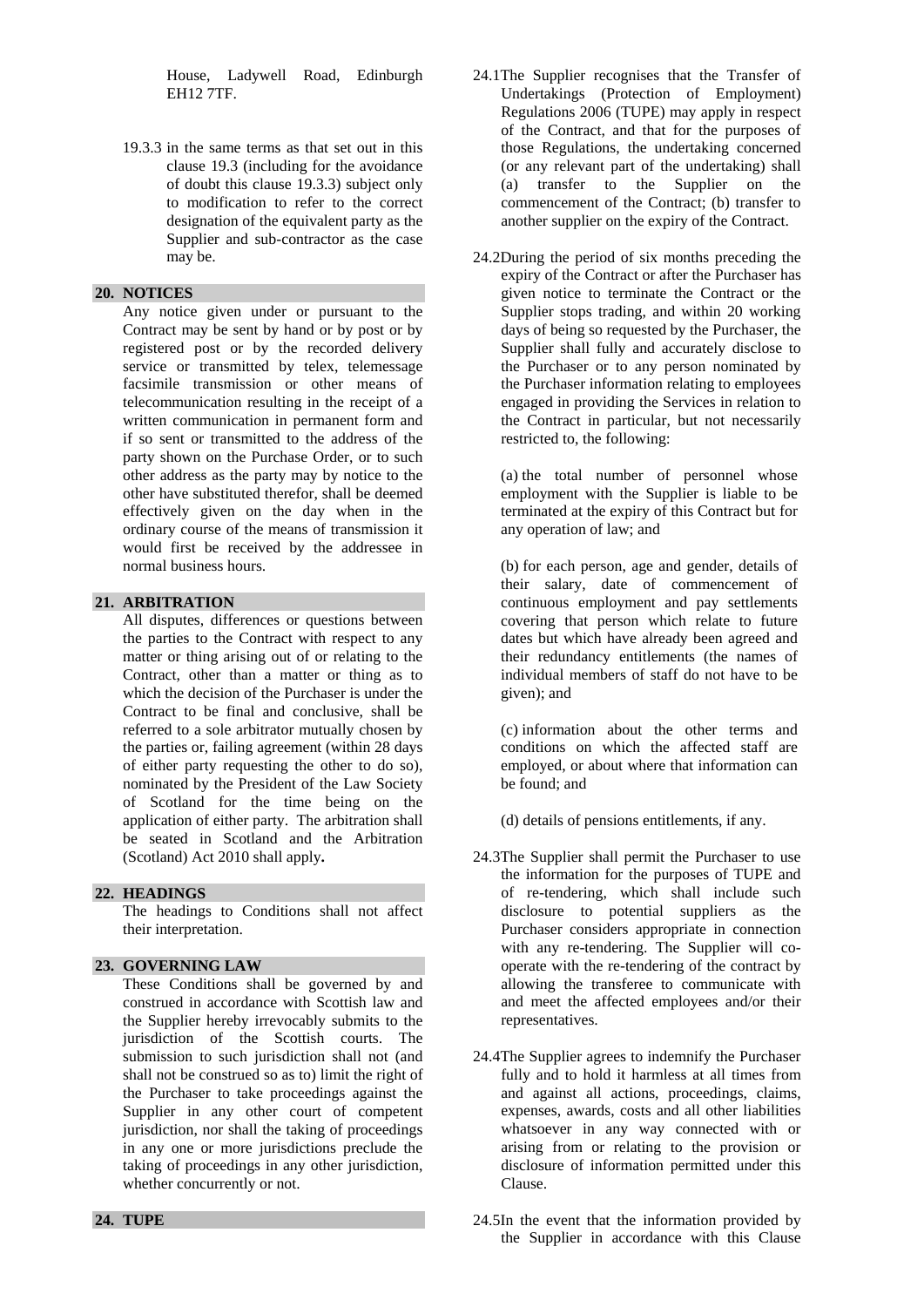House, Ladywell Road, Edinburgh EH12 7TF.

19.3.3 in the same terms as that set out in this clause 19.3 (including for the avoidance of doubt this clause 19.3.3) subject only to modification to refer to the correct designation of the equivalent party as the Supplier and sub-contractor as the case may be.

## 20. NOTICES

Any notice given under or pursuant to the Contract may be sent by hand or by post or by registered post or by the recorded delivery service or transmitted by telex, telemessage facsimile transmission or other means of telecommunication resulting in the receipt of a written communication in permanent form and if so sent or transmitted to the address of the party shown on the Purchase Order, or to such other address as the party may by notice to the other have substituted therefor, shall be deemed effectively given on the day when in the ordinary course of the means of transmission it would first be received by the addressee in normal business hours.

## 21. ARBITRATION

All disputes, differences or questions between the parties to the Contract with respect to any matter or thing arising out of or relating to the Contract, other than a matter or thing as to which the decision of the Purchaser is under the Contract to be final and conclusive, shall be referred to a sole arbitrator mutually chosen by the parties or, failing agreement (within 28 days of either party requesting the other to do so), nominated by the President of the Law Society of Scotland for the time being on the application of either party. The arbitration shall be seated in Scotland and the Arbitration (Scotland) Act 2010 shall apply**.**

## 22. HEADINGS

The headings to Conditions shall not affect their interpretation.

## 23. GOVERNING LAW

These Conditions shall be governed by and construed in accordance with Scottish law and the Supplier hereby irrevocably submits to the jurisdiction of the Scottish courts. The submission to such jurisdiction shall not (and shall not be construed so as to) limit the right of the Purchaser to take proceedings against the Supplier in any other court of competent jurisdiction, nor shall the taking of proceedings in any one or more jurisdictions preclude the taking of proceedings in any other jurisdiction, whether concurrently or not.

## 24. TUPE

24.1 The Supplier recognises that the Transfer of Undertakings (Protection of Employment) Regulations 2006 (TUPE) may apply in respect of the Contract, and that for the purposes of those Regulations, the undertaking concerned (or any relevant part of the undertaking) shall (a) transfer to the Supplier on the commencement of the Contract; (b) transfer to another supplier on the expiry of the Contract.

24.2 During the period of six months preceding the expiry of the Contract or after the Purchaser has given notice to terminate the Contract or the Supplier stops trading, and within 20 working days of being so requested by the Purchaser, the Supplier shall fully and accurately disclose to the Purchaser or to any person nominated by the Purchaser information relating to employees engaged in providing the Services in relation to the Contract in particular, but not necessarily restricted to, the following:

(a) the total number of personnel whose employment with the Supplier is liable to be terminated at the expiry of this Contract but for any operation of law; and

(b) for each person, age and gender, details of their salary, date of commencement of continuous employment and pay settlements covering that person which relate to future dates but which have already been agreed and their redundancy entitlements (the names of individual members of staff do not have to be given); and

(c) information about the other terms and conditions on which the affected staff are employed, or about where that information can be found; and

(d) details of pensions entitlements, if any.

24.3 The Supplier shall permit the Purchaser to use the information for the purposes of TUPE and of re-tendering, which shall include such disclosure to potential suppliers as the Purchaser considers appropriate in connection with any re-tendering. The Supplier will co-operate with the re-tendering of the contract by allowing the transferee to communicate with and meet the affected employees and/or their representatives.

24.4 The Supplier agrees to indemnify the Purchaser fully and to hold it harmless at all times from and against all actions, proceedings, claims, expenses, awards, costs and all other liabilities whatsoever in any way connected with or arising from or relating to the provision or disclosure of information permitted under this Clause.

24.5 In the event that the information provided by the Supplier in accordance with this Clause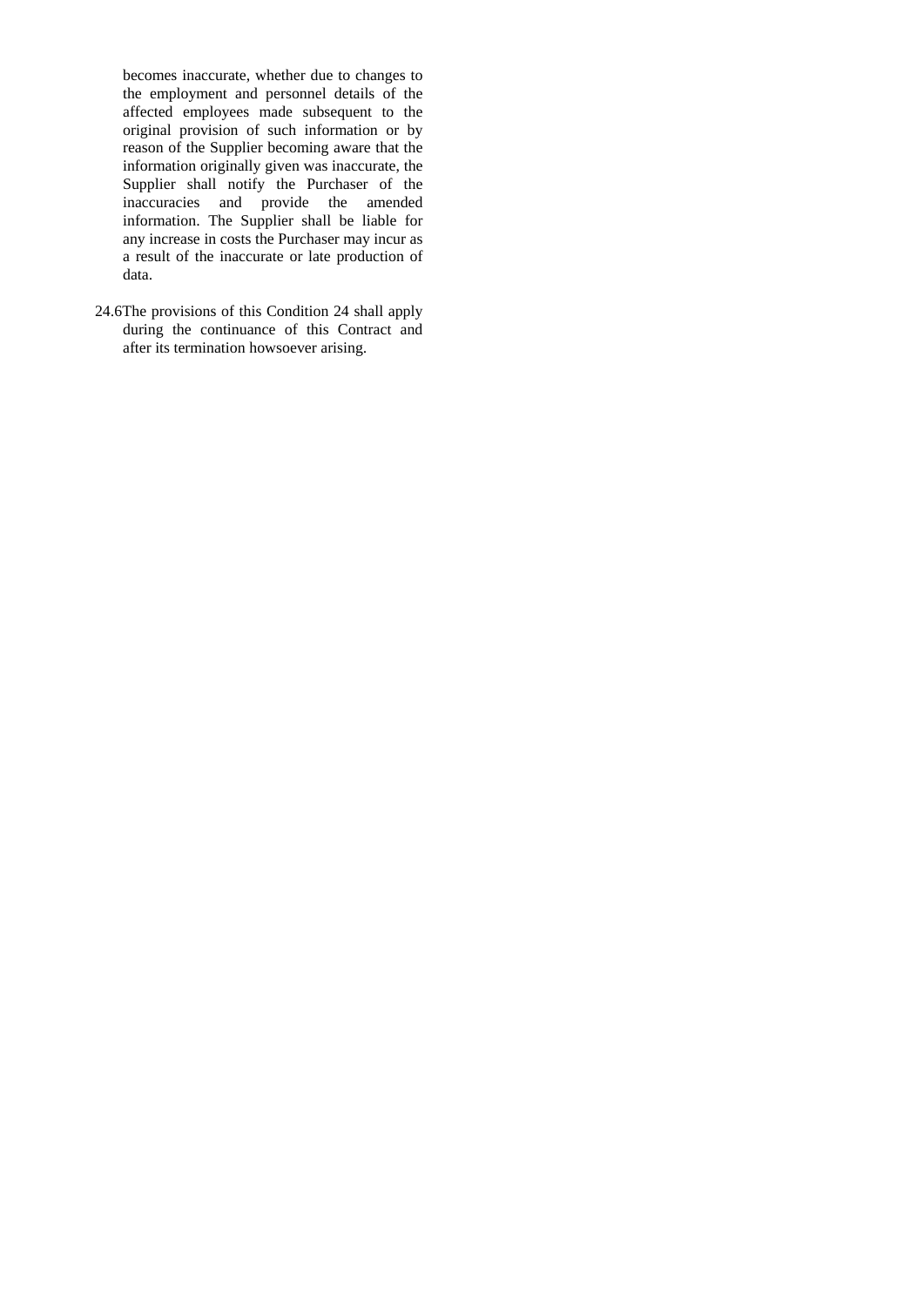becomes inaccurate, whether due to changes to the employment and personnel details of the affected employees made subsequent to the original provision of such information or by reason of the Supplier becoming aware that the information originally given was inaccurate, the Supplier shall notify the Purchaser of the inaccuracies and provide the amended information. The Supplier shall be liable for any increase in costs the Purchaser may incur as a result of the inaccurate or late production of data.

24.6 The provisions of this Condition 24 shall apply during the continuance of this Contract and after its termination howsoever arising.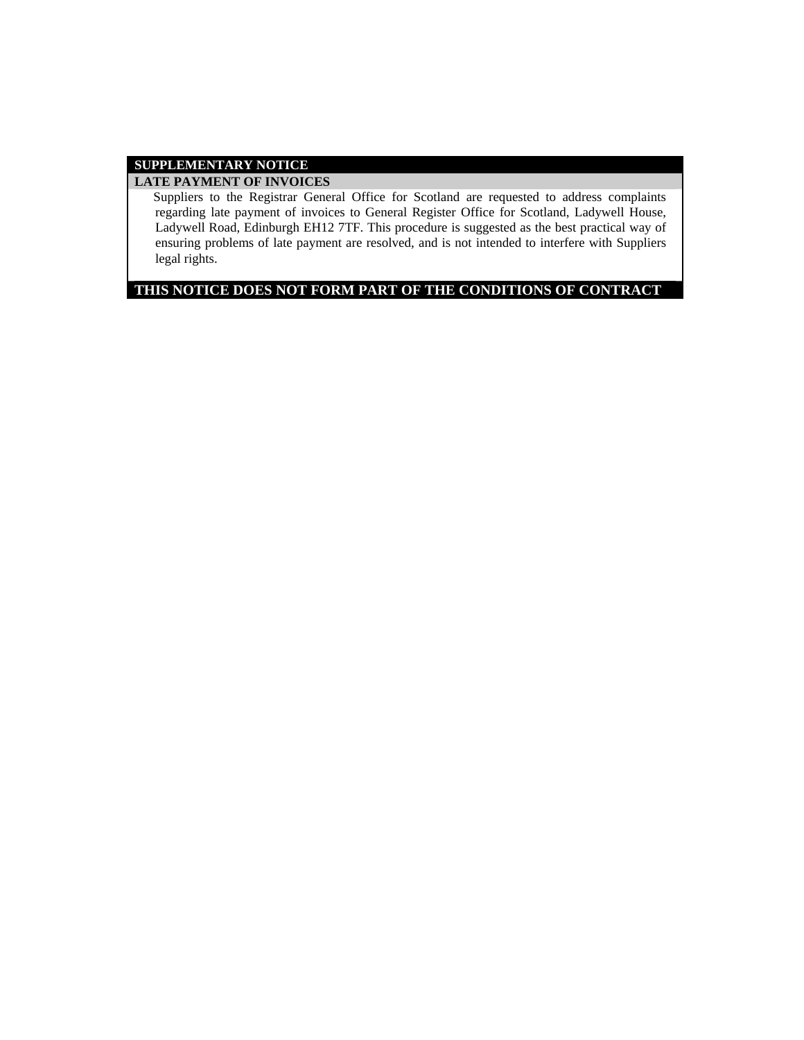**SUPPLEMENTARY NOTICE**

**LATE PAYMENT OF INVOICES**

Suppliers to the Registrar General Office for Scotland are requested to address complaints regarding late payment of invoices to General Register Office for Scotland, Ladywell House, Ladywell Road, Edinburgh EH12 7TF. This procedure is suggested as the best practical way of ensuring problems of late payment are resolved, and is not intended to interfere with Suppliers legal rights.

**THIS NOTICE DOES NOT FORM PART OF THE CONDITIONS OF CONTRACT**